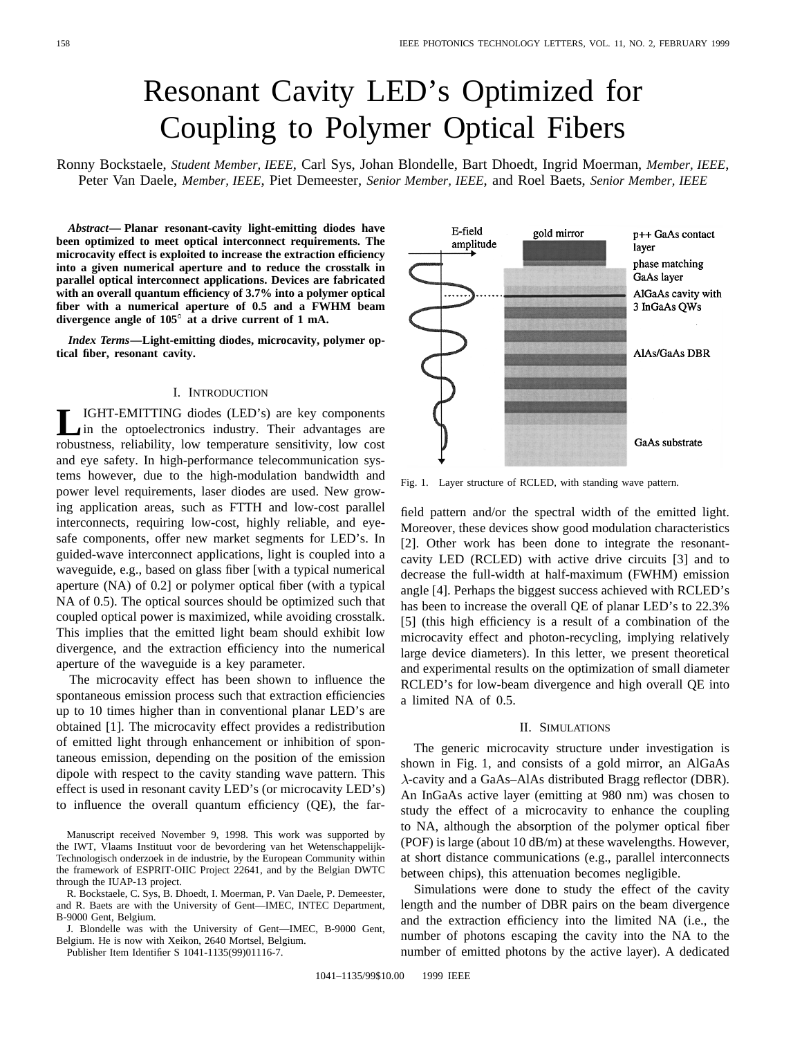# Resonant Cavity LED's Optimized for Coupling to Polymer Optical Fibers

Ronny Bockstaele, *Student Member, IEEE*, Carl Sys, Johan Blondelle, Bart Dhoedt, Ingrid Moerman, *Member, IEEE*, Peter Van Daele, *Member, IEEE*, Piet Demeester, *Senior Member, IEEE*, and Roel Baets, *Senior Member, IEEE*

***Abstract*— Planar resonant-cavity light-emitting diodes have been optimized to meet optical interconnect requirements. The microcavity effect is exploited to increase the extraction efficiency into a given numerical aperture and to reduce the crosstalk in parallel optical interconnect applications. Devices are fabricated with an overall quantum efficiency of 3.7% into a polymer optical fiber with a numerical aperture of 0.5 and a FWHM beam divergence angle of 105° at a drive current of 1 mA.**

***Index Terms*—Light-emitting diodes, microcavity, polymer optical fiber, resonant cavity.**

## I. Introduction

Light-emitting diodes (LED's) are key components in the optoelectronics industry. Their advantages are robustness, reliability, low temperature sensitivity, low cost and eye safety. In high-performance telecommunication systems however, due to the high-modulation bandwidth and power level requirements, laser diodes are used. New growing application areas, such as FTTH and low-cost parallel interconnects, requiring low-cost, highly reliable, and eye-safe components, offer new market segments for LED's. In guided-wave interconnect applications, light is coupled into a waveguide, e.g., based on glass fiber [with a typical numerical aperture (NA) of 0.2] or polymer optical fiber (with a typical NA of 0.5). The optical sources should be optimized such that coupled optical power is maximized, while avoiding crosstalk. This implies that the emitted light beam should exhibit low divergence, and the extraction efficiency into the numerical aperture of the waveguide is a key parameter.

The microcavity effect has been shown to influence the spontaneous emission process such that extraction efficiencies up to 10 times higher than in conventional planar LED's are obtained [1]. The microcavity effect provides a redistribution of emitted light through enhancement or inhibition of spontaneous emission, depending on the position of the emission dipole with respect to the cavity standing wave pattern. This effect is used in resonant cavity LED's (or microcavity LED's) to influence the overall quantum efficiency (QE), the far-field pattern and/or the spectral width of the emitted light. Moreover, these devices show good modulation characteristics [2]. Other work has been done to integrate the resonant-cavity LED (RCLED) with active drive circuits [3] and to decrease the full-width at half-maximum (FWHM) emission angle [4]. Perhaps the biggest success achieved with RCLED's has been to increase the overall QE of planar LED's to 22.3% [5] (this high efficiency is a result of a combination of the microcavity effect and photon-recycling, implying relatively large device diameters). In this letter, we present theoretical and experimental results on the optimization of small diameter RCLED's for low-beam divergence and high overall QE into a limited NA of 0.5.

Manuscript received November 9, 1998. This work was supported by the IWT, Vlaams Instituut voor de bevordering van het Wetenschappelijk-Technologisch onderzoek in de industrie, by the European Community within the framework of ESPRIT-OIIC Project 22641, and by the Belgian DWTC through the IUAP-13 project.

R. Bockstaele, C. Sys, B. Dhoedt, I. Moerman, P. Van Daele, P. Demeester, and R. Baets are with the University of Gent—IMEC, INTEC Department, B-9000 Gent, Belgium.

J. Blondelle was with the University of Gent—IMEC, B-9000 Gent, Belgium. He is now with Xeikon, 2640 Mortsel, Belgium.

Publisher Item Identifier S 1041-1135(99)01116-7.

Fig. 1. Layer structure of RCLED, with standing wave pattern.

## II. Simulations

The generic microcavity structure under investigation is shown in Fig. 1, and consists of a gold mirror, an AlGaAs $\lambda$-cavity and a GaAs–AlAs distributed Bragg reflector (DBR). An InGaAs active layer (emitting at 980 nm) was chosen to study the effect of a microcavity to enhance the coupling to NA, although the absorption of the polymer optical fiber (POF) is large (about 10 dB/m) at these wavelengths. However, at short distance communications (e.g., parallel interconnects between chips), this attenuation becomes negligible.

Simulations were done to study the effect of the cavity length and the number of DBR pairs on the beam divergence and the extraction efficiency into the limited NA (i.e., the number of photons escaping the cavity into the NA to the number of emitted photons by the active layer). A dedicated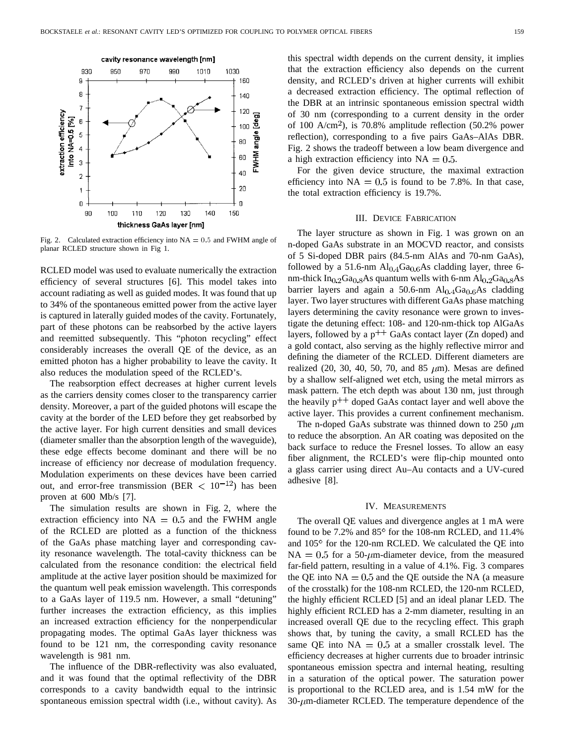Fig. 2. Calculated extraction efficiency into NA $= 0.5$ and FWHM angle of planar RCLED structure shown in Fig 1.

RCLED model was used to evaluate numerically the extraction efficiency of several structures [6]. This model takes into account radiating as well as guided modes. It was found that up to 34% of the spontaneous emitted power from the active layer is captured in laterally guided modes of the cavity. Fortunately, part of these photons can be reabsorbed by the active layers and reemitted subsequently. This "photon recycling" effect considerably increases the overall QE of the device, as an emitted photon has a higher probability to leave the cavity. It also reduces the modulation speed of the RCLED's.

The reabsorption effect decreases at higher current levels as the carriers density comes closer to the transparency carrier density. Moreover, a part of the guided photons will escape the cavity at the border of the LED before they get reabsorbed by the active layer. For high current densities and small devices (diameter smaller than the absorption length of the waveguide), these edge effects become dominant and there will be no increase of efficiency nor decrease of modulation frequency. Modulation experiments on these devices have been carried out, and error-free transmission (BER $< 10^{-12}$) has been proven at 600 Mb/s [7].

The simulation results are shown in Fig. 2, where the extraction efficiency into NA $= 0.5$ and the FWHM angle of the RCLED are plotted as a function of the thickness of the GaAs phase matching layer and corresponding cavity resonance wavelength. The total-cavity thickness can be calculated from the resonance condition: the electrical field amplitude at the active layer position should be maximized for the quantum well peak emission wavelength. This corresponds to a GaAs layer of 119.5 nm. However, a small "detuning" further increases the extraction efficiency, as this implies an increased extraction efficiency for the nonperpendicular propagating modes. The optimal GaAs layer thickness was found to be 121 nm, the corresponding cavity resonance wavelength is 981 nm.

The influence of the DBR-reflectivity was also evaluated, and it was found that the optimal reflectivity of the DBR corresponds to a cavity bandwidth equal to the intrinsic spontaneous emission spectral width (i.e., without cavity). As this spectral width depends on the current density, it implies that the extraction efficiency also depends on the current density, and RCLED's driven at higher currents will exhibit a decreased extraction efficiency. The optimal reflection of the DBR at an intrinsic spontaneous emission spectral width of 30 nm (corresponding to a current density in the order of 100 A/cm$^2$), is 70.8% amplitude reflection (50.2% power reflection), corresponding to a five pairs GaAs–AlAs DBR. Fig. 2 shows the tradeoff between a low beam divergence and a high extraction efficiency into NA $= 0.5$.

For the given device structure, the maximal extraction efficiency into NA $= 0.5$ is found to be 7.8%. In that case, the total extraction efficiency is 19.7%.

## III. Device Fabrication

The layer structure as shown in Fig. 1 was grown on an n-doped GaAs substrate in an MOCVD reactor, and consists of 5 Si-doped DBR pairs (84.5-nm AlAs and 70-nm GaAs), followed by a 51.6-nm $Al_{0.4}Ga_{0.6}As$ cladding layer, three 6-nm-thick $In_{0.2}Ga_{0.8}As$ quantum wells with 6-nm $Al_{0.2}Ga_{0.8}As$ barrier layers and again a 50.6-nm $Al_{0.4}Ga_{0.6}As$ cladding layer. Two layer structures with different GaAs phase matching layers determining the cavity resonance were grown to investigate the detuning effect: 108- and 120-nm-thick top AlGaAs layers, followed by a p$^{++}$ GaAs contact layer (Zn doped) and a gold contact, also serving as the highly reflective mirror and defining the diameter of the RCLED. Different diameters are realized (20, 30, 40, 50, 70, and 85 $\mu$m). Mesas are defined by a shallow self-aligned wet etch, using the metal mirrors as mask pattern. The etch depth was about 130 nm, just through the heavily p$^{++}$ doped GaAs contact layer and well above the active layer. This provides a current confinement mechanism.

The n-doped GaAs substrate was thinned down to 250 $\mu$m to reduce the absorption. An AR coating was deposited on the back surface to reduce the Fresnel losses. To allow an easy fiber alignment, the RCLED's were flip-chip mounted onto a glass carrier using direct Au–Au contacts and a UV-cured adhesive [8].

## IV. Measurements

The overall QE values and divergence angles at 1 mA were found to be 7.2% and 85° for the 108-nm RCLED, and 11.4% and 105° for the 120-nm RCLED. We calculated the QE into NA $= 0.5$ for a 50-$\mu$m-diameter device, from the measured far-field pattern, resulting in a value of 4.1%. Fig. 3 compares the QE into NA $= 0.5$ and the QE outside the NA (a measure of the crosstalk) for the 108-nm RCLED, the 120-nm RCLED, the highly efficient RCLED [5] and an ideal planar LED. The highly efficient RCLED has a 2-mm diameter, resulting in an increased overall QE due to the recycling effect. This graph shows that, by tuning the cavity, a small RCLED has the same QE into NA $= 0.5$ at a smaller crosstalk level. The efficiency decreases at higher currents due to broader intrinsic spontaneous emission spectra and internal heating, resulting in a saturation of the optical power. The saturation power is proportional to the RCLED area, and is 1.54 mW for the 30-$\mu$m-diameter RCLED. The temperature dependence of the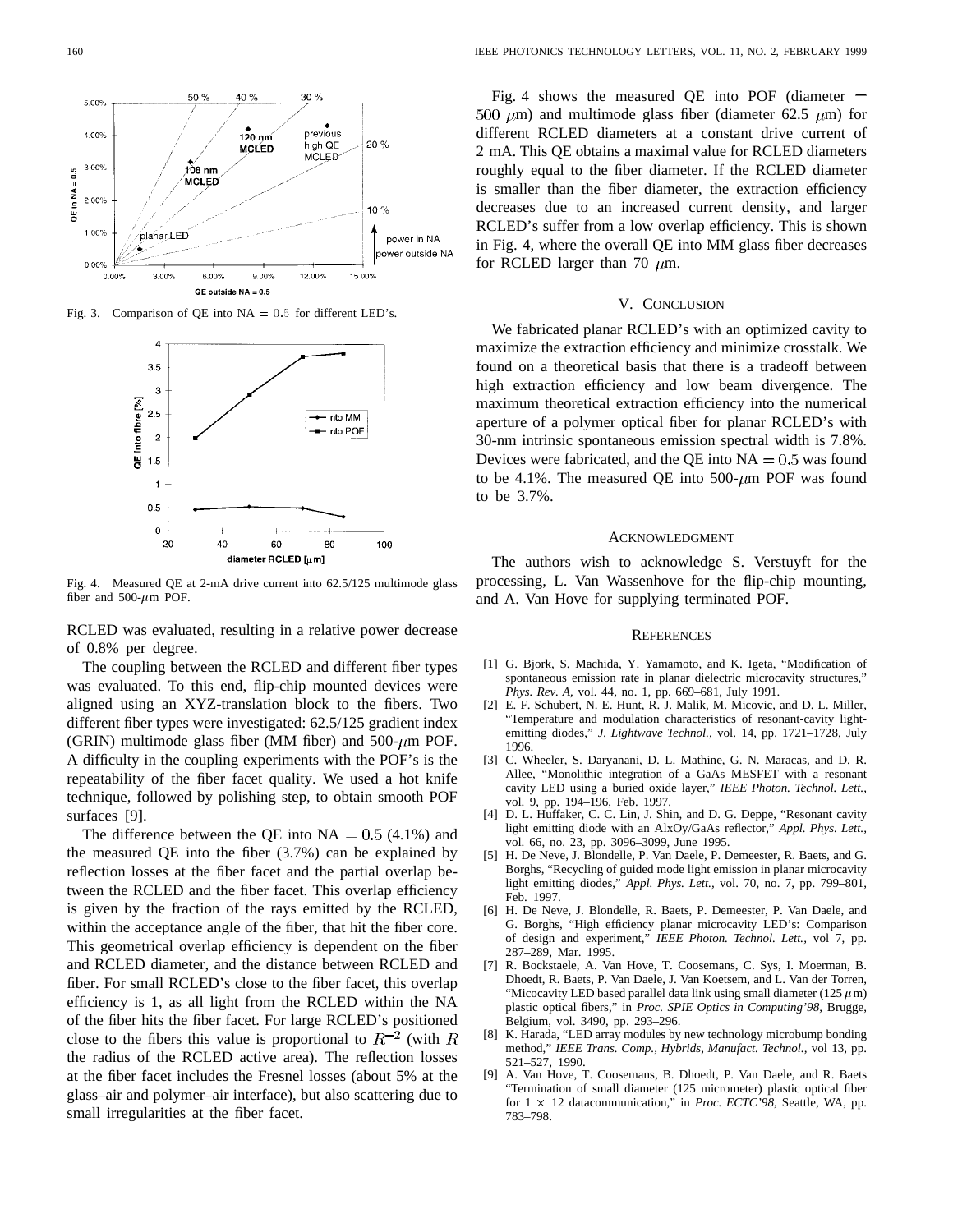50 %
40 %
30 %
5.00%
4.00%
3.00%
2.00%
1.00%
0.00%
QE in NA = 0.5
120 nm MCLED
previous high QE MCLED
108 nm MCLED
planar LED
20 %
10 %
power in NA / power outside NA
0.00%
3.00%
6.00%
9.00%
12.00%
15.00%
QE outside NA = 0.5

Fig. 3. Comparison of QE into NA = 0.5 for different LED's.

4
3.5
3
2.5
2
1.5
1
0.5
0
QE into fibre [%]
into MM
into POF
20
40
60
80
100
diameter RCLED [μm]

Fig. 4. Measured QE at 2-mA drive current into 62.5/125 multimode glass fiber and 500-μm POF.

RCLED was evaluated, resulting in a relative power decrease of 0.8% per degree.

The coupling between the RCLED and different fiber types was evaluated. To this end, flip-chip mounted devices were aligned using an XYZ-translation block to the fibers. Two different fiber types were investigated: 62.5/125 gradient index (GRIN) multimode glass fiber (MM fiber) and 500-μm POF. A difficulty in the coupling experiments with the POF's is the repeatability of the fiber facet quality. We used a hot knife technique, followed by polishing step, to obtain smooth POF surfaces [9].

The difference between the QE into NA $= 0.5$ (4.1%) and the measured QE into the fiber (3.7%) can be explained by reflection losses at the fiber facet and the partial overlap between the RCLED and the fiber facet. This overlap efficiency is given by the fraction of the rays emitted by the RCLED, within the acceptance angle of the fiber, that hit the fiber core. This geometrical overlap efficiency is dependent on the fiber and RCLED diameter, and the distance between RCLED and fiber. For small RCLED's close to the fiber facet, this overlap efficiency is 1, as all light from the RCLED within the NA of the fiber hits the fiber facet. For large RCLED's positioned close to the fibers this value is proportional to $R^{-2}$ (with $R$ the radius of the RCLED active area). The reflection losses at the fiber facet includes the Fresnel losses (about 5% at the glass–air and polymer–air interface), but also scattering due to small irregularities at the fiber facet.

Fig. 4 shows the measured QE into POF (diameter $=$ $500\ \mu$m) and multimode glass fiber (diameter 62.5 $\mu$m) for different RCLED diameters at a constant drive current of 2 mA. This QE obtains a maximal value for RCLED diameters roughly equal to the fiber diameter. If the RCLED diameter is smaller than the fiber diameter, the extraction efficiency decreases due to an increased current density, and larger RCLED's suffer from a low overlap efficiency. This is shown in Fig. 4, where the overall QE into MM glass fiber decreases for RCLED larger than 70 $\mu$m.

## V. Conclusion

We fabricated planar RCLED's with an optimized cavity to maximize the extraction efficiency and minimize crosstalk. We found on a theoretical basis that there is a tradeoff between high extraction efficiency and low beam divergence. The maximum theoretical extraction efficiency into the numerical aperture of a polymer optical fiber for planar RCLED's with 30-nm intrinsic spontaneous emission spectral width is 7.8%. Devices were fabricated, and the QE into NA $= 0.5$ was found to be 4.1%. The measured QE into 500-$\mu$m POF was found to be 3.7%.

## Acknowledgment

The authors wish to acknowledge S. Verstuyft for the processing, L. Van Wassenhove for the flip-chip mounting, and A. Van Hove for supplying terminated POF.

## References

[1] G. Bjork, S. Machida, Y. Yamamoto, and K. Igeta, "Modification of spontaneous emission rate in planar dielectric microcavity structures," *Phys. Rev. A*, vol. 44, no. 1, pp. 669–681, July 1991.

[2] E. F. Schubert, N. E. Hunt, R. J. Malik, M. Micovic, and D. L. Miller, "Temperature and modulation characteristics of resonant-cavity light-emitting diodes," *J. Lightwave Technol.*, vol. 14, pp. 1721–1728, July 1996.

[3] C. Wheeler, S. Daryanani, D. L. Mathine, G. N. Maracas, and D. R. Allee, "Monolithic integration of a GaAs MESFET with a resonant cavity LED using a buried oxide layer," *IEEE Photon. Technol. Lett.*, vol. 9, pp. 194–196, Feb. 1997.

[4] D. L. Huffaker, C. C. Lin, J. Shin, and D. G. Deppe, "Resonant cavity light emitting diode with an AlxOy/GaAs reflector," *Appl. Phys. Lett.*, vol. 66, no. 23, pp. 3096–3099, June 1995.

[5] H. De Neve, J. Blondelle, P. Van Daele, P. Demeester, R. Baets, and G. Borghs, "Recycling of guided mode light emission in planar microcavity light emitting diodes," *Appl. Phys. Lett.*, vol. 70, no. 7, pp. 799–801, Feb. 1997.

[6] H. De Neve, J. Blondelle, R. Baets, P. Demeester, P. Van Daele, and G. Borghs, "High efficiency planar microcavity LED's: Comparison of design and experiment," *IEEE Photon. Technol. Lett.*, vol 7, pp. 287–289, Mar. 1995.

[7] R. Bockstaele, A. Van Hove, T. Coosemans, C. Sys, I. Moerman, B. Dhoedt, R. Baets, P. Van Daele, J. Van Koetsem, and L. Van der Torren, "Micocavity LED based parallel data link using small diameter (125 $\mu$m) plastic optical fibers," in *Proc. SPIE Optics in Computing'98*, Brugge, Belgium, vol. 3490, pp. 293–296.

[8] K. Harada, "LED array modules by new technology microbump bonding method," *IEEE Trans. Comp., Hybrids, Manufact. Technol.*, vol 13, pp. 521–527, 1990.

[9] A. Van Hove, T. Coosemans, B. Dhoedt, P. Van Daele, and R. Baets "Termination of small diameter (125 micrometer) plastic optical fiber for 1 × 12 datacommunication," in *Proc. ECTC'98*, Seattle, WA, pp. 783–798.